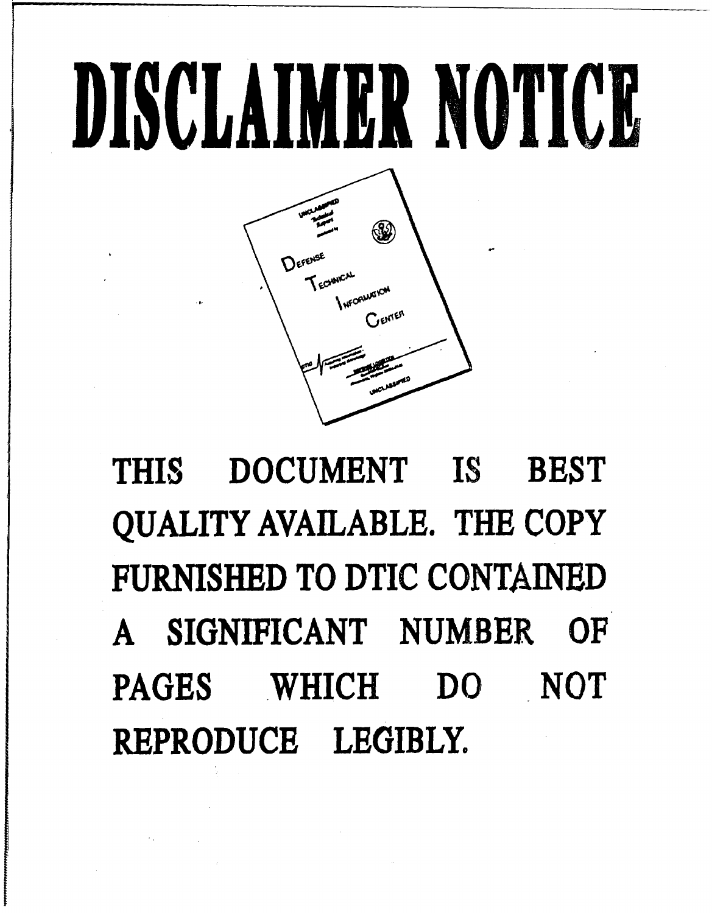# DISCLAIMER NOTICE

THIS DOCUMENT IS BEST QUALITY AVAILABLE. THE COPY FURNISHED TO DTIC CONTAINED A SIGNIFICANT NUMBER OF PAGES WHICH DO NOT REPRODUCE LEGIBLY.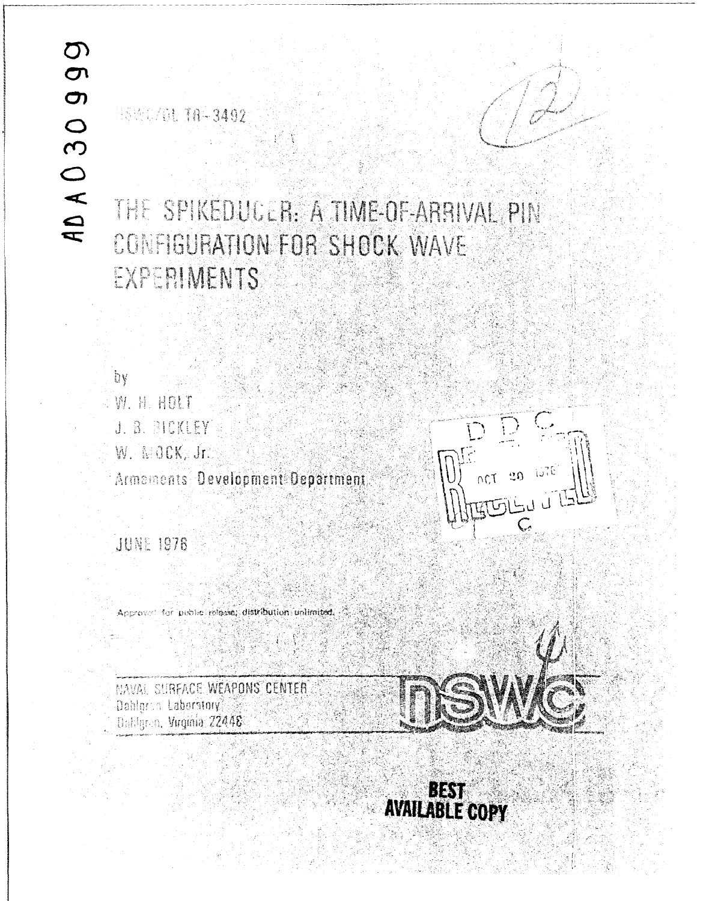AD A030999

NSWC/DL TR-3492

# THE SPIKEDUCER: A TIME-OF-ARRIVAL PIN CONFIGURATION FOR SHOCK WAVE EXPERIMENTS

by

W. H. HOLT

J. B. BICKLEY

W. MOCK, Jr.

Armaments Development Department

D D C

OCT 20 1976

JUNE 1976

Approved for public release; distribution unlimited.

NAVAL SURFACE WEAPONS CENTER

Dahlgren Laboratory

Dahlgren, Virginia 22448

BEST AVAILABLE COPY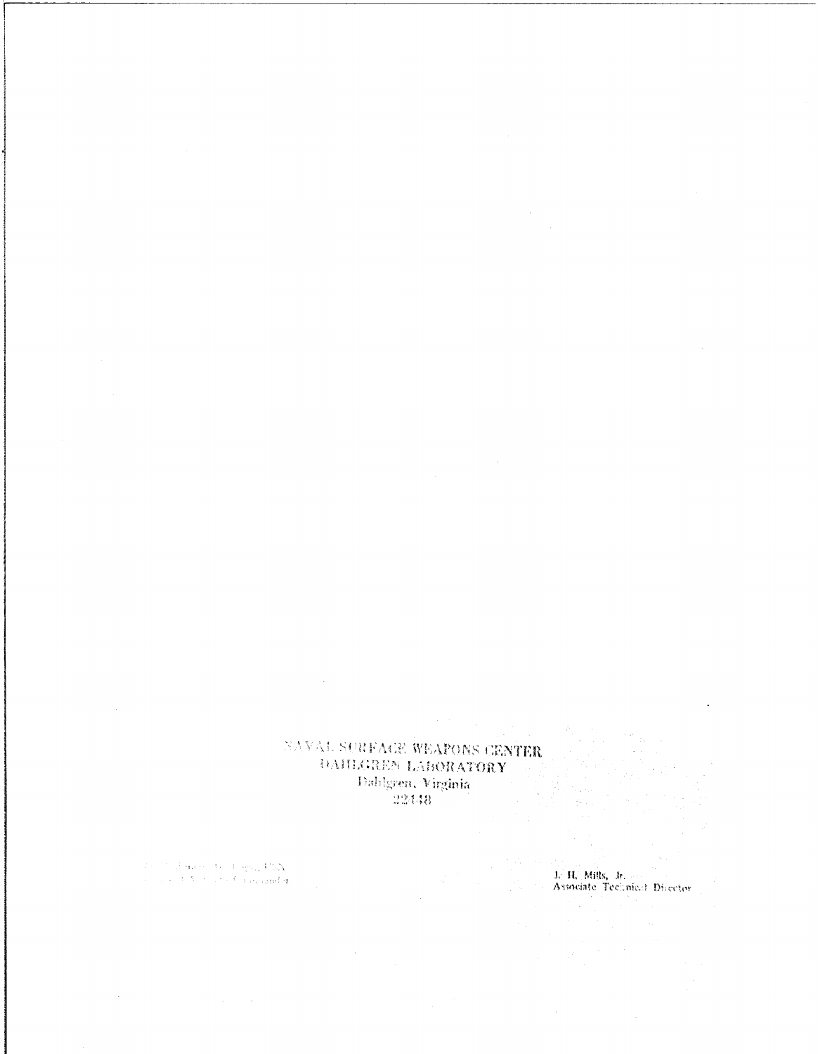NAVAL SURFACE WEAPONS CENTER
DAHLGREN LABORATORY
Dahlgren, Virginia
22448

J. H. Mills, Jr.
Associate Technical Director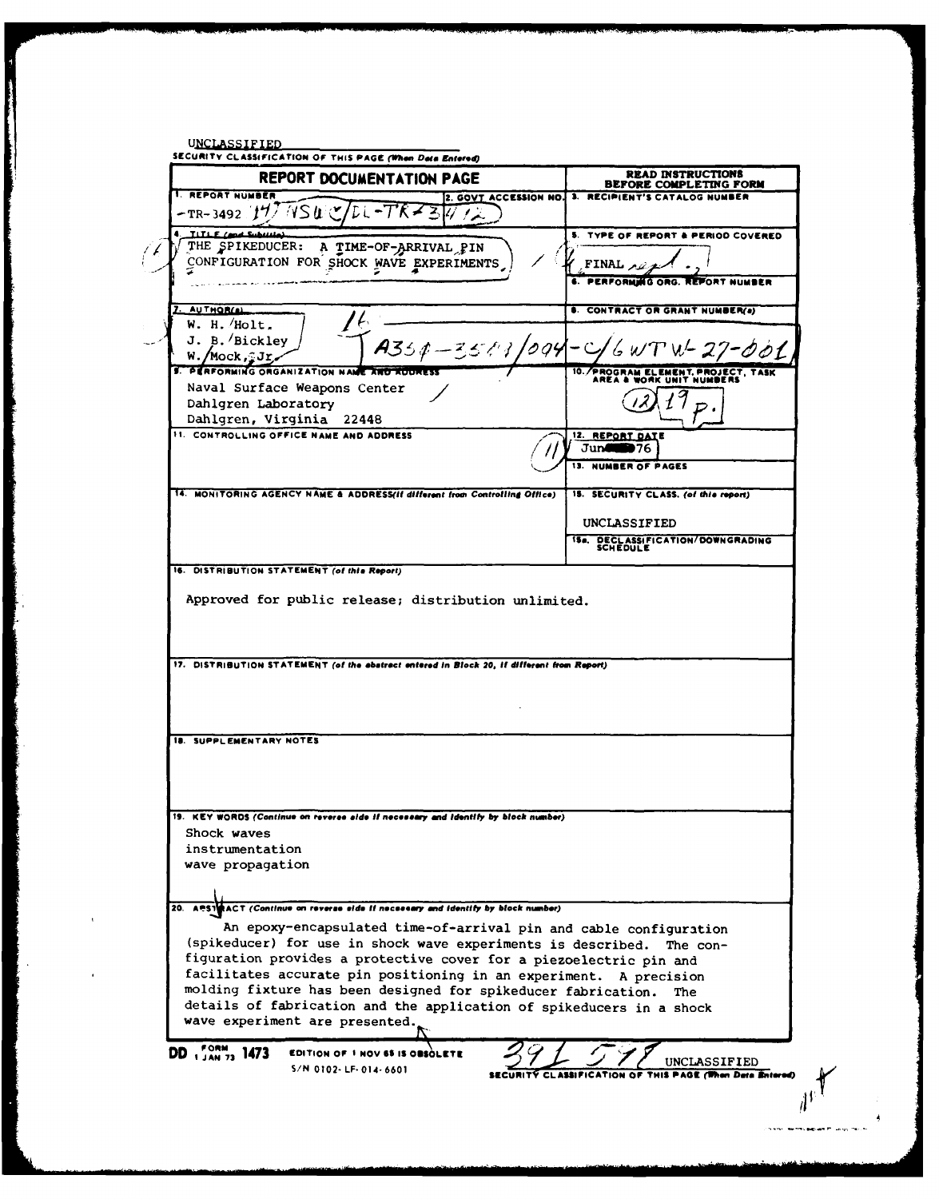UNCLASSIFIED

SECURITY CLASSIFICATION OF THIS PAGE (When Data Entered)

| REPORT DOCUMENTATION PAGE | | READ INSTRUCTIONS BEFORE COMPLETING FORM |
|---|---|---|
| 1. REPORT NUMBER<br>TR-3492 14) NSWC/DL-TR-3492 | 2. GOVT ACCESSION NO. | 3. RECIPIENT'S CATALOG NUMBER |
| 4. TITLE (and Subtitle)<br>THE SPIKEDUCER: A TIME-OF-ARRIVAL PIN CONFIGURATION FOR SHOCK WAVE EXPERIMENTS | | 5. TYPE OF REPORT & PERIOD COVERED<br>FINAL rept. |
| | | 6. PERFORMING ORG. REPORT NUMBER |
| 7. AUTHOR(s)<br>W. H. Holt,<br>J. B. Bickley<br>W. Mock, Jr. | | 8. CONTRACT OR GRANT NUMBER(s)<br>A354-3543/004-C/6WTW-27-001 |
| 9. PERFORMING ORGANIZATION NAME AND ADDRESS<br>Naval Surface Weapons Center<br>Dahlgren Laboratory<br>Dahlgren, Virginia 22448 | | 10. PROGRAM ELEMENT, PROJECT, TASK AREA & WORK UNIT NUMBERS<br>(12) 19 p. |
| 11. CONTROLLING OFFICE NAME AND ADDRESS | | 12. REPORT DATE<br>Jun 76 |
| | | 13. NUMBER OF PAGES |
| 14. MONITORING AGENCY NAME & ADDRESS(if different from Controlling Office) | | 15. SECURITY CLASS. (of this report)<br>UNCLASSIFIED |
| | | 15a. DECLASSIFICATION/DOWNGRADING SCHEDULE |

16. DISTRIBUTION STATEMENT (of this Report)

Approved for public release; distribution unlimited.

17. DISTRIBUTION STATEMENT (of the abstract entered in Block 20, if different from Report)

18. SUPPLEMENTARY NOTES

19. KEY WORDS (Continue on reverse side if necessary and identify by block number)

Shock waves
instrumentation
wave propagation

20. ABSTRACT (Continue on reverse side if necessary and identify by block number)

An epoxy-encapsulated time-of-arrival pin and cable configuration (spikeducer) for use in shock wave experiments is described. The configuration provides a protective cover for a piezoelectric pin and facilitates accurate pin positioning in an experiment. A precision molding fixture has been designed for spikeducer fabrication. The details of fabrication and the application of spikeducers in a shock wave experiment are presented.

DD FORM 1 JAN 73 1473 EDITION OF 1 NOV 65 IS OBSOLETE

S/N 0102-LF-014-6601

391 598

UNCLASSIFIED

SECURITY CLASSIFICATION OF THIS PAGE (When Data Entered)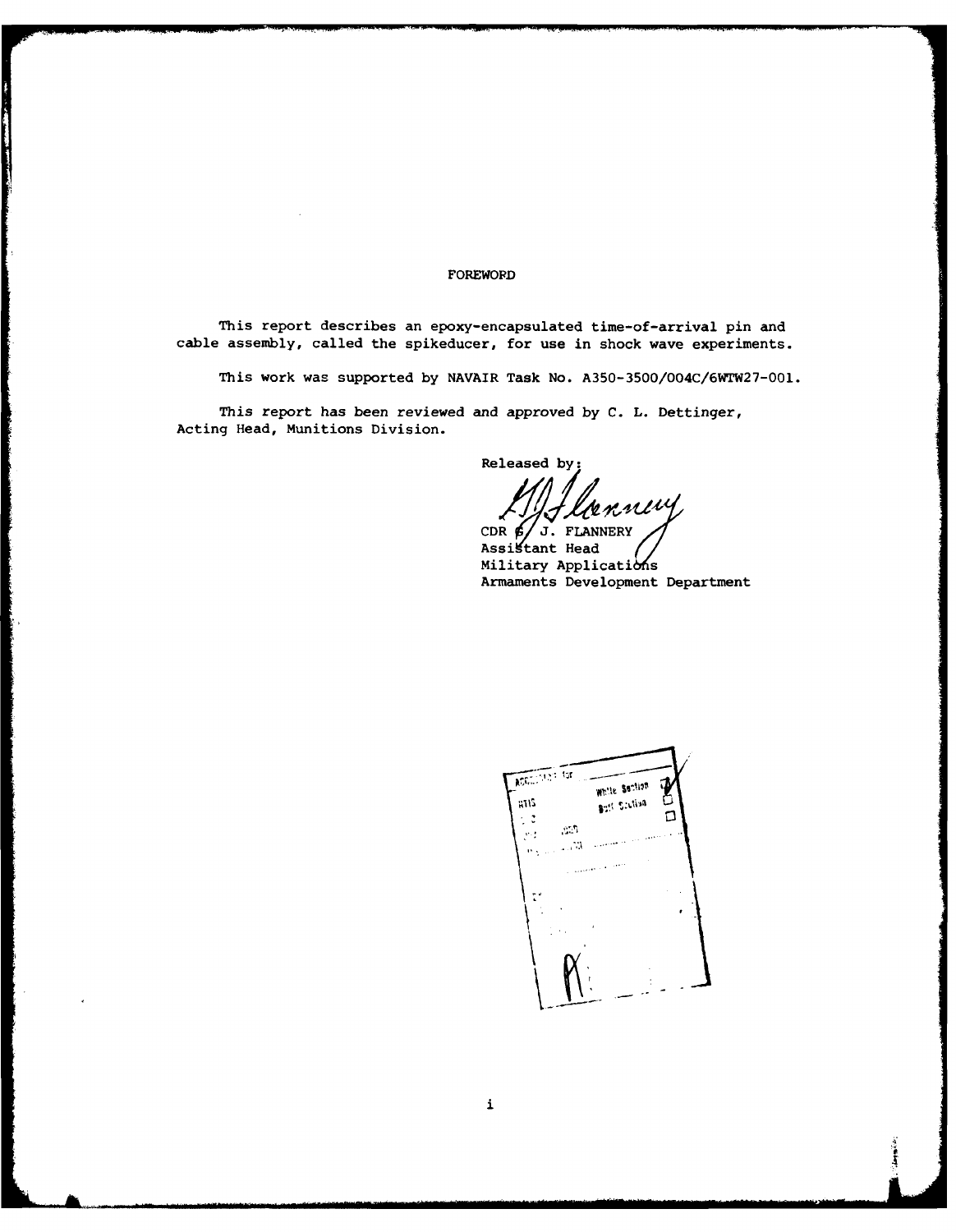# FOREWORD

This report describes an epoxy-encapsulated time-of-arrival pin and cable assembly, called the spikeducer, for use in shock wave experiments.

This work was supported by NAVAIR Task No. A350-3500/004C/6WTW27-001.

This report has been reviewed and approved by C. L. Dettinger, Acting Head, Munitions Division.

Released by:

CDR G. J. FLANNERY
Assistant Head
Military Applications
Armaments Development Department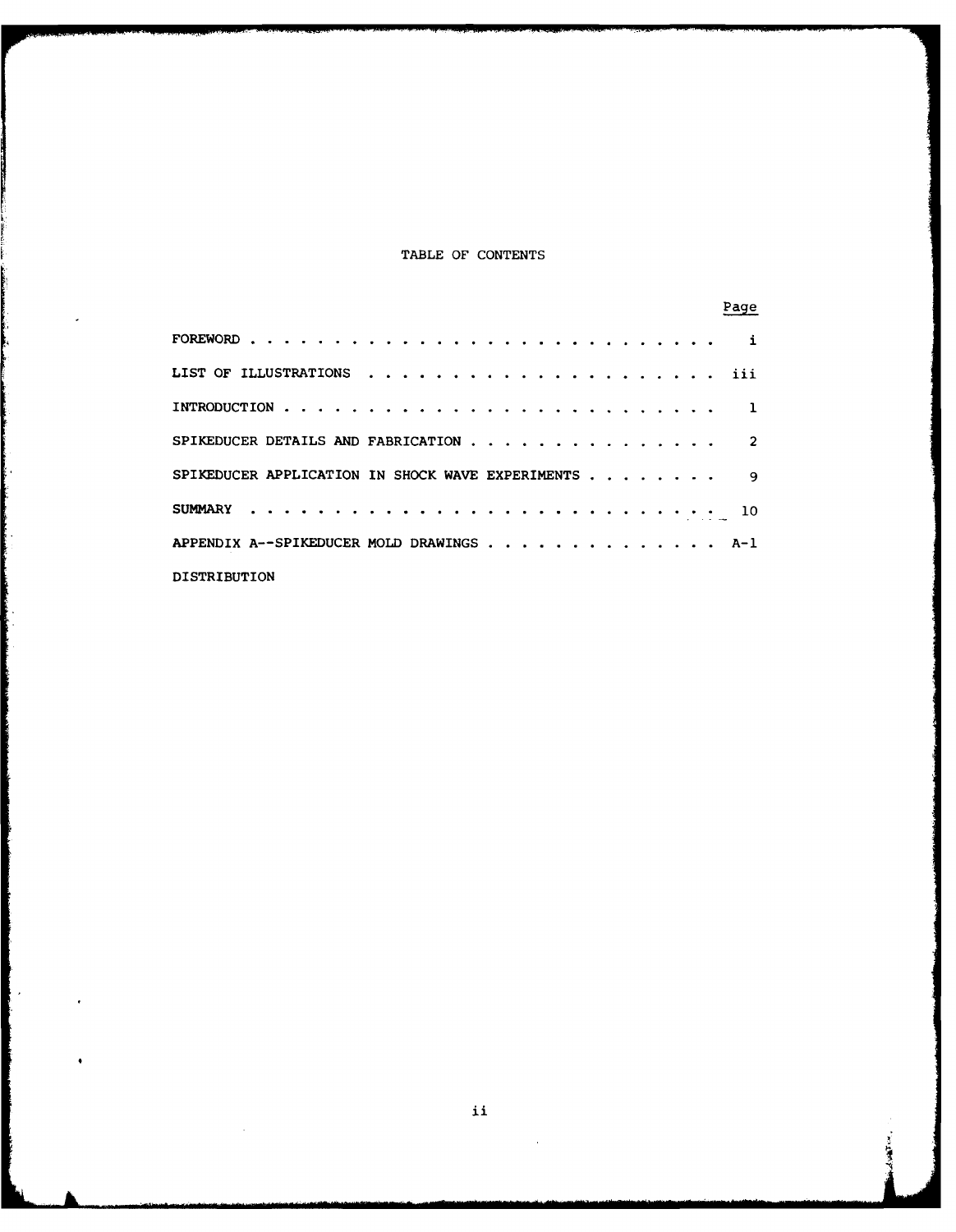# TABLE OF CONTENTS

| | Page |
|---|---|
| FOREWORD | i |
| LIST OF ILLUSTRATIONS | iii |
| INTRODUCTION | 1 |
| SPIKEDUCER DETAILS AND FABRICATION | 2 |
| SPIKEDUCER APPLICATION IN SHOCK WAVE EXPERIMENTS | 9 |
| SUMMARY | 10 |
| APPENDIX A--SPIKEDUCER MOLD DRAWINGS | A-1 |
| DISTRIBUTION | |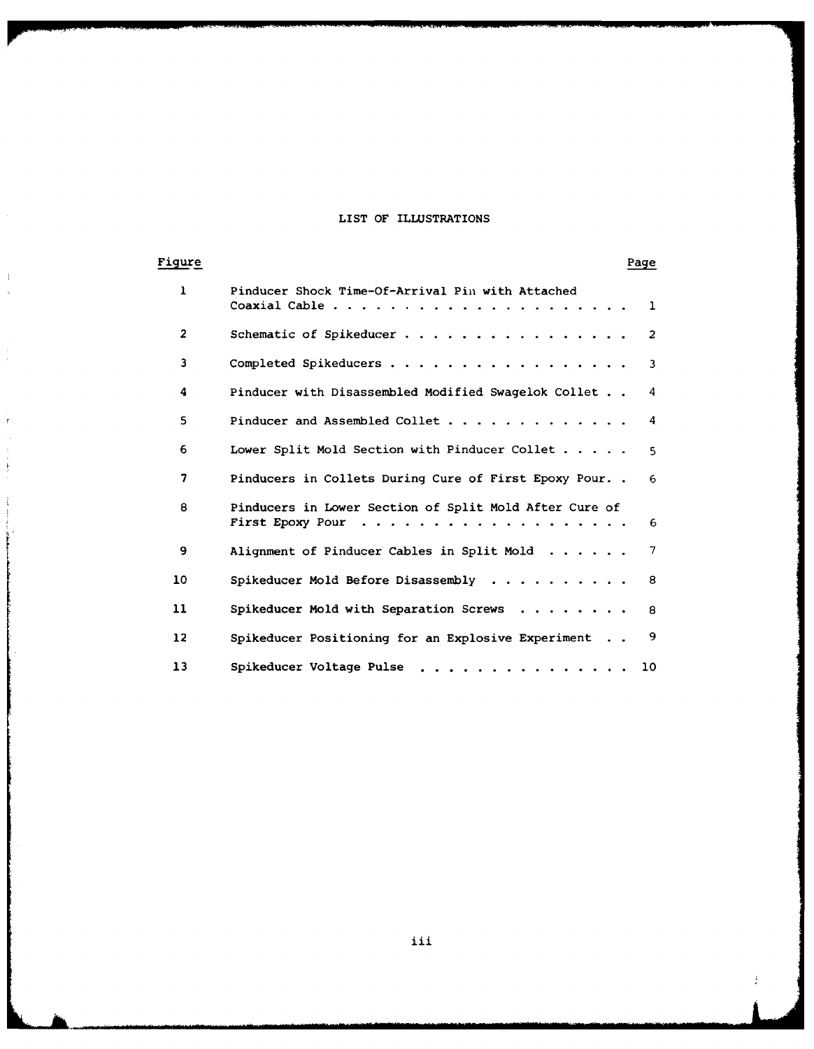# LIST OF ILLUSTRATIONS

| Figure | | Page |
|---|---|---|
| 1 | Pinducer Shock Time-Of-Arrival Pin with Attached Coaxial Cable | 1 |
| 2 | Schematic of Spikeducer | 2 |
| 3 | Completed Spikeducers | 3 |
| 4 | Pinducer with Disassembled Modified Swagelok Collet | 4 |
| 5 | Pinducer and Assembled Collet | 4 |
| 6 | Lower Split Mold Section with Pinducer Collet | 5 |
| 7 | Pinducers in Collets During Cure of First Epoxy Pour. | 6 |
| 8 | Pinducers in Lower Section of Split Mold After Cure of First Epoxy Pour | 6 |
| 9 | Alignment of Pinducer Cables in Split Mold | 7 |
| 10 | Spikeducer Mold Before Disassembly | 8 |
| 11 | Spikeducer Mold with Separation Screws | 8 |
| 12 | Spikeducer Positioning for an Explosive Experiment | 9 |
| 13 | Spikeducer Voltage Pulse | 10 |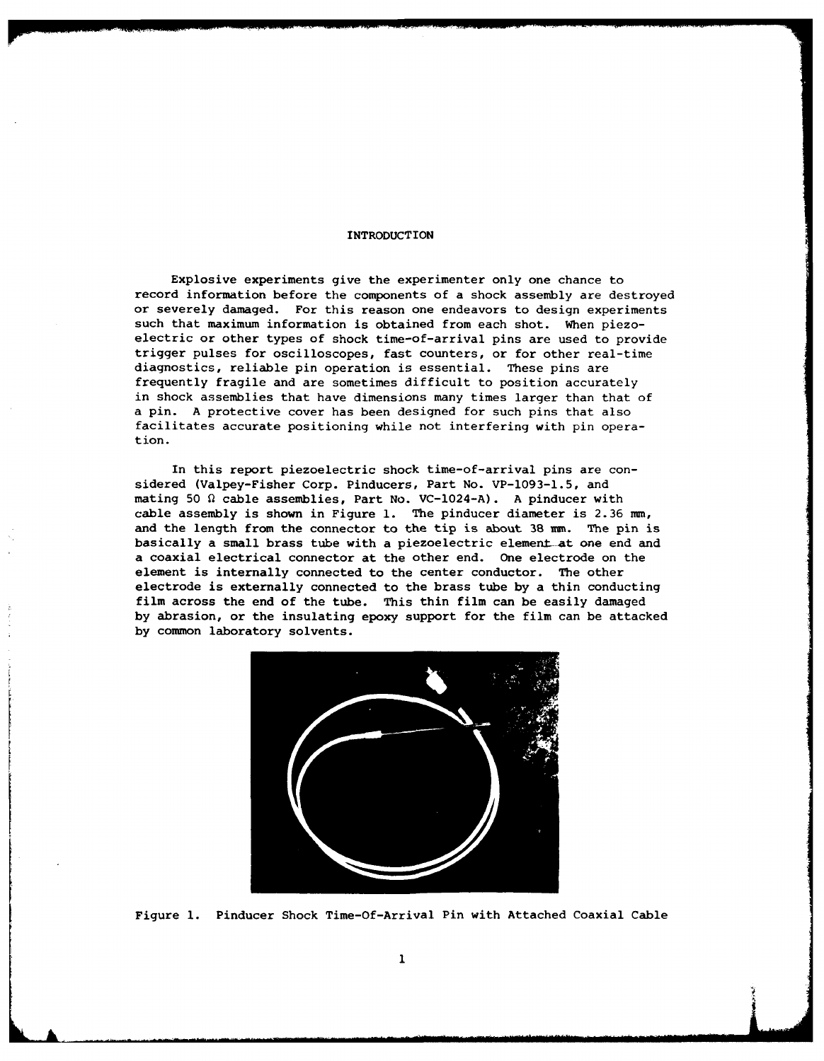# INTRODUCTION

Explosive experiments give the experimenter only one chance to record information before the components of a shock assembly are destroyed or severely damaged. For this reason one endeavors to design experiments such that maximum information is obtained from each shot. When piezoelectric or other types of shock time-of-arrival pins are used to provide trigger pulses for oscilloscopes, fast counters, or for other real-time diagnostics, reliable pin operation is essential. These pins are frequently fragile and are sometimes difficult to position accurately in shock assemblies that have dimensions many times larger than that of a pin. A protective cover has been designed for such pins that also facilitates accurate positioning while not interfering with pin operation.

In this report piezoelectric shock time-of-arrival pins are considered (Valpey-Fisher Corp. Pinducers, Part No. VP-1093-1.5, and mating 50 Ω cable assemblies, Part No. VC-1024-A). A pinducer with cable assembly is shown in Figure 1. The pinducer diameter is 2.36 mm, and the length from the connector to the tip is about 38 mm. The pin is basically a small brass tube with a piezoelectric element at one end and a coaxial electrical connector at the other end. One electrode on the element is internally connected to the center conductor. The other electrode is externally connected to the brass tube by a thin conducting film across the end of the tube. This thin film can be easily damaged by abrasion, or the insulating epoxy support for the film can be attacked by common laboratory solvents.

Figure 1. Pinducer Shock Time-Of-Arrival Pin with Attached Coaxial Cable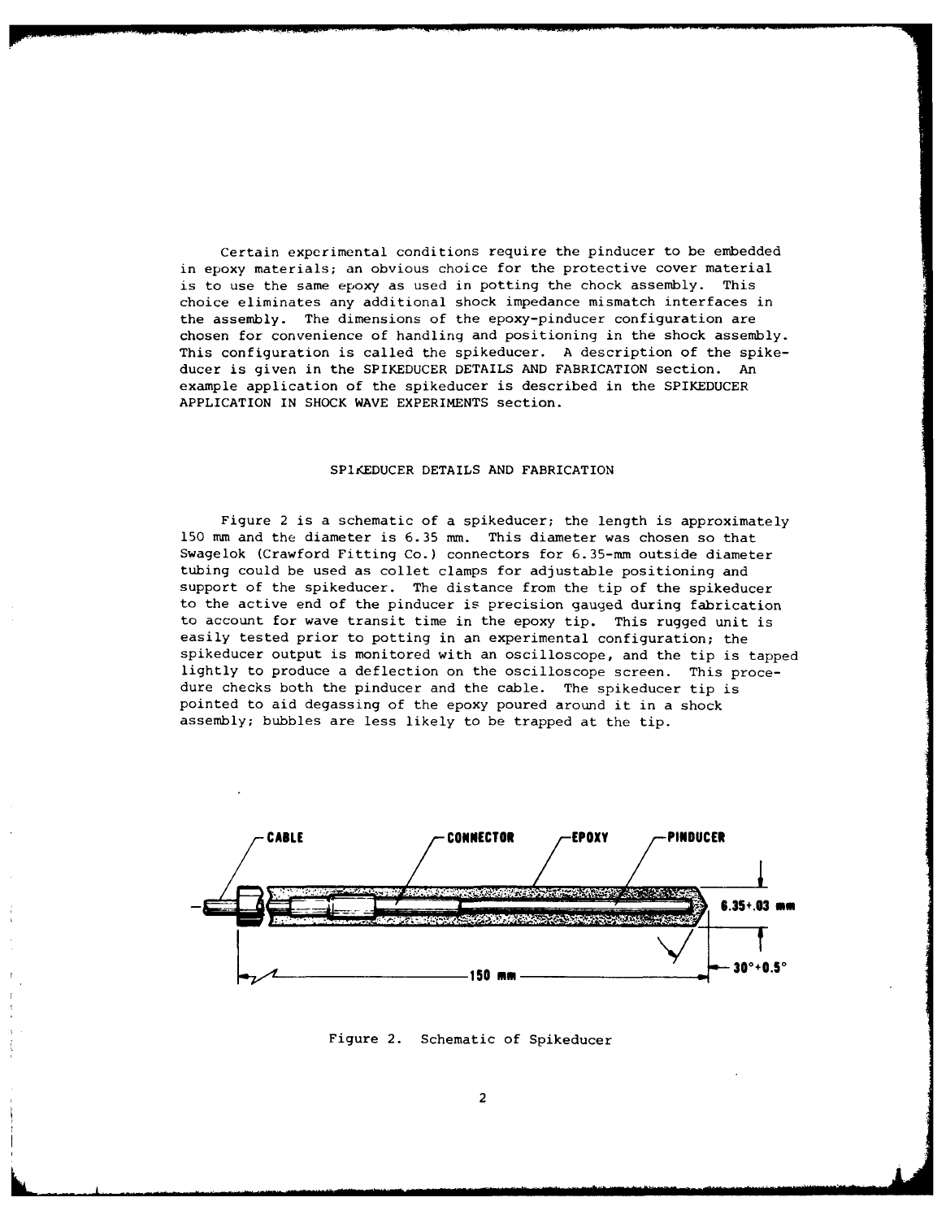Certain experimental conditions require the pinducer to be embedded in epoxy materials; an obvious choice for the protective cover material is to use the same epoxy as used in potting the chock assembly. This choice eliminates any additional shock impedance mismatch interfaces in the assembly. The dimensions of the epoxy-pinducer configuration are chosen for convenience of handling and positioning in the shock assembly. This configuration is called the spikeducer. A description of the spikeducer is given in the SPIKEDUCER DETAILS AND FABRICATION section. An example application of the spikeducer is described in the SPIKEDUCER APPLICATION IN SHOCK WAVE EXPERIMENTS section.

## SPIKEDUCER DETAILS AND FABRICATION

Figure 2 is a schematic of a spikeducer; the length is approximately 150 mm and the diameter is 6.35 mm. This diameter was chosen so that Swagelok (Crawford Fitting Co.) connectors for 6.35-mm outside diameter tubing could be used as collet clamps for adjustable positioning and support of the spikeducer. The distance from the tip of the spikeducer to the active end of the pinducer is precision gauged during fabrication to account for wave transit time in the epoxy tip. This rugged unit is easily tested prior to potting in an experimental configuration; the spikeducer output is monitored with an oscilloscope, and the tip is tapped lightly to produce a deflection on the oscilloscope screen. This procedure checks both the pinducer and the cable. The spikeducer tip is pointed to aid degassing of the epoxy poured around it in a shock assembly; bubbles are less likely to be trapped at the tip.

CABLE — CONNECTOR — EPOXY — PINDUCER

6.35±.03 mm

150 mm

30°±0.5°

Figure 2. Schematic of Spikeducer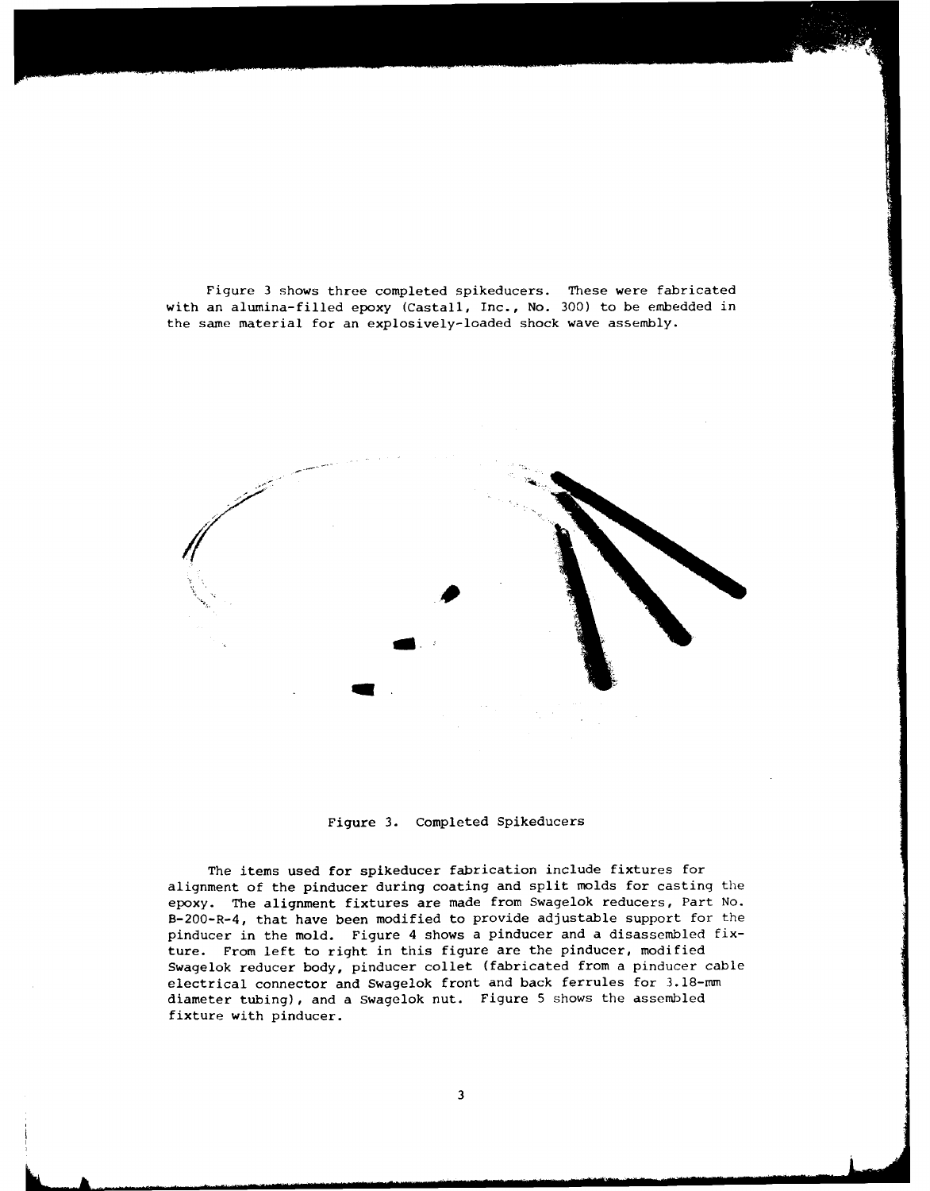Figure 3 shows three completed spikeducers. These were fabricated with an alumina-filled epoxy (Castall, Inc., No. 300) to be embedded in the same material for an explosively-loaded shock wave assembly.

Figure 3. Completed Spikeducers

The items used for spikeducer fabrication include fixtures for alignment of the pinducer during coating and split molds for casting the epoxy. The alignment fixtures are made from Swagelok reducers, Part No. B-200-R-4, that have been modified to provide adjustable support for the pinducer in the mold. Figure 4 shows a pinducer and a disassembled fixture. From left to right in this figure are the pinducer, modified Swagelok reducer body, pinducer collet (fabricated from a pinducer cable electrical connector and Swagelok front and back ferrules for 3.18-mm diameter tubing), and a Swagelok nut. Figure 5 shows the assembled fixture with pinducer.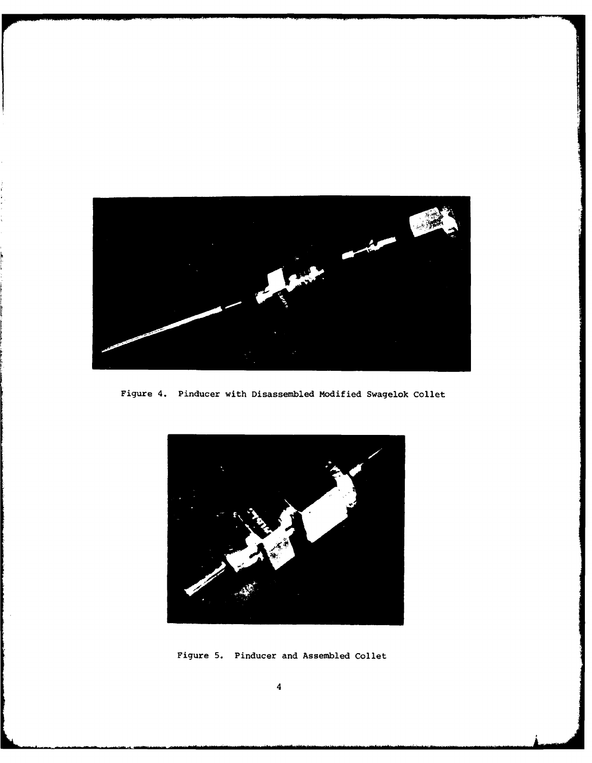Figure 4. Pinducer with Disassembled Modified Swagelok Collet

Figure 5. Pinducer and Assembled Collet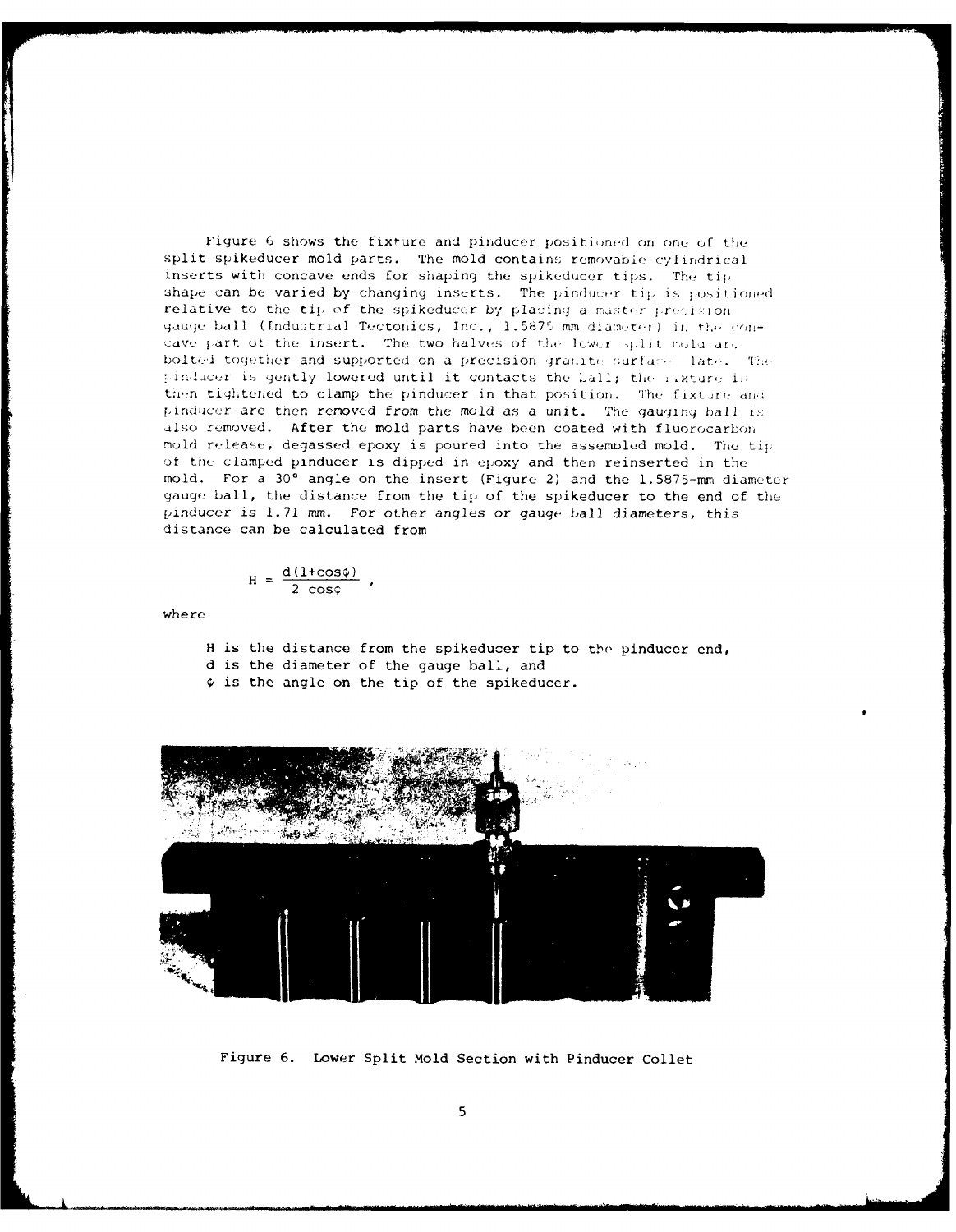Figure 6 shows the fixture and pinducer positioned on one of the split spikeducer mold parts. The mold contains removable cylindrical inserts with concave ends for shaping the spikeducer tips. The tip shape can be varied by changing inserts. The pinducer tip is positioned relative to the tip of the spikeducer by placing a master precision gauge ball (Industrial Tectonics, Inc., 1.5875 mm diameter) in the concave part of the insert. The two halves of the lower split mold are bolted together and supported on a precision granite surface plate. The pinducer is gently lowered until it contacts the ball; the fixture is then tightened to clamp the pinducer in that position. The fixture and pinducer are then removed from the mold as a unit. The gauging ball is also removed. After the mold parts have been coated with fluorocarbon mold release, degassed epoxy is poured into the assembled mold. The tip of the clamped pinducer is dipped in epoxy and then reinserted in the mold. For a 30° angle on the insert (Figure 2) and the 1.5875-mm diameter gauge ball, the distance from the tip of the spikeducer to the end of the pinducer is 1.71 mm. For other angles or gauge ball diameters, this distance can be calculated from

$$H = \frac{d(1+\cos\phi)}{2\cos\phi},$$

where

H is the distance from the spikeducer tip to the pinducer end,
d is the diameter of the gauge ball, and
$\phi$ is the angle on the tip of the spikeducer.

Figure 6. Lower Split Mold Section with Pinducer Collet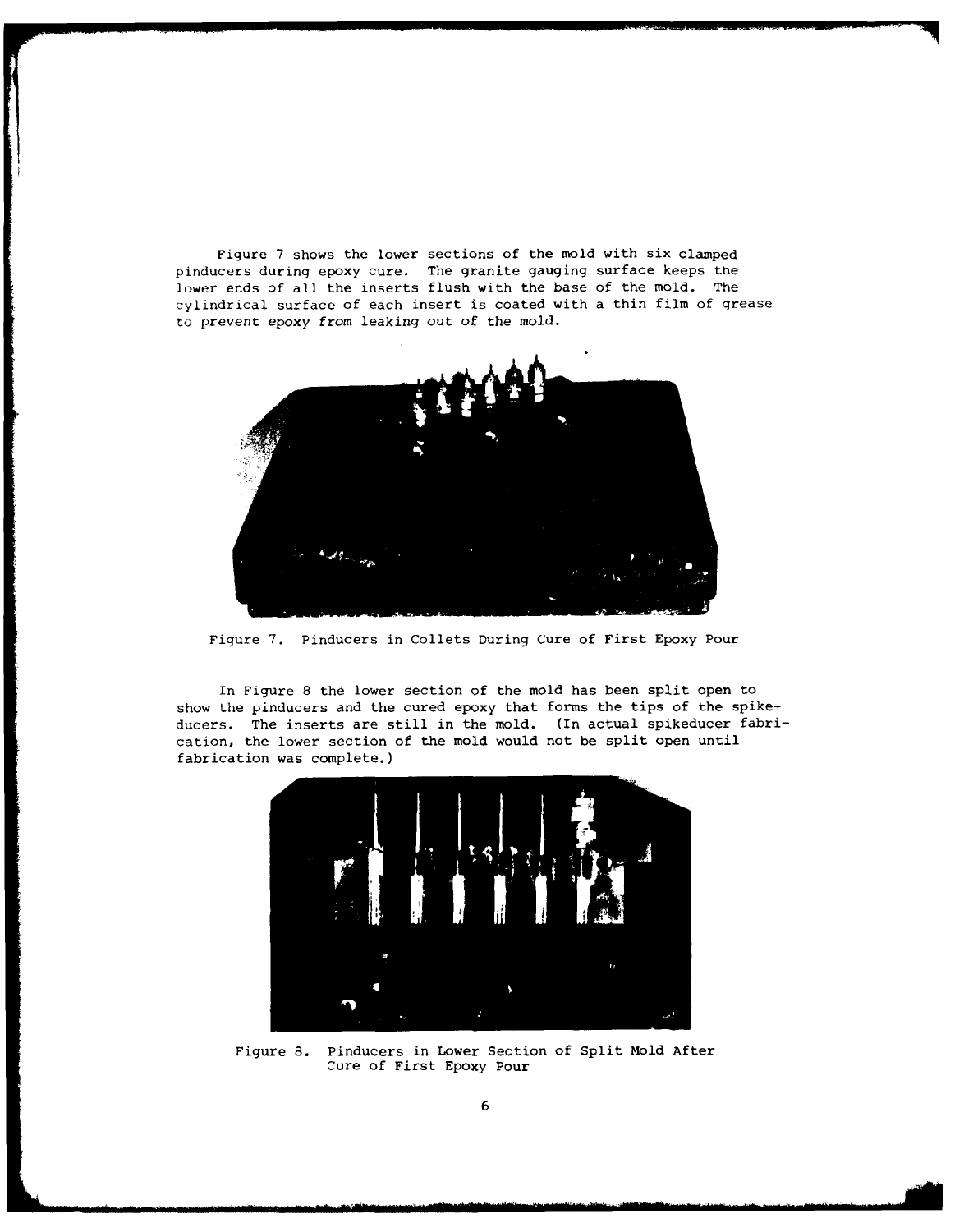Figure 7 shows the lower sections of the mold with six clamped pinducers during epoxy cure. The granite gauging surface keeps the lower ends of all the inserts flush with the base of the mold. The cylindrical surface of each insert is coated with a thin film of grease to prevent epoxy from leaking out of the mold.

Figure 7. Pinducers in Collets During Cure of First Epoxy Pour

In Figure 8 the lower section of the mold has been split open to show the pinducers and the cured epoxy that forms the tips of the spikeducers. The inserts are still in the mold. (In actual spikeducer fabrication, the lower section of the mold would not be split open until fabrication was complete.)

Figure 8. Pinducers in Lower Section of Split Mold After Cure of First Epoxy Pour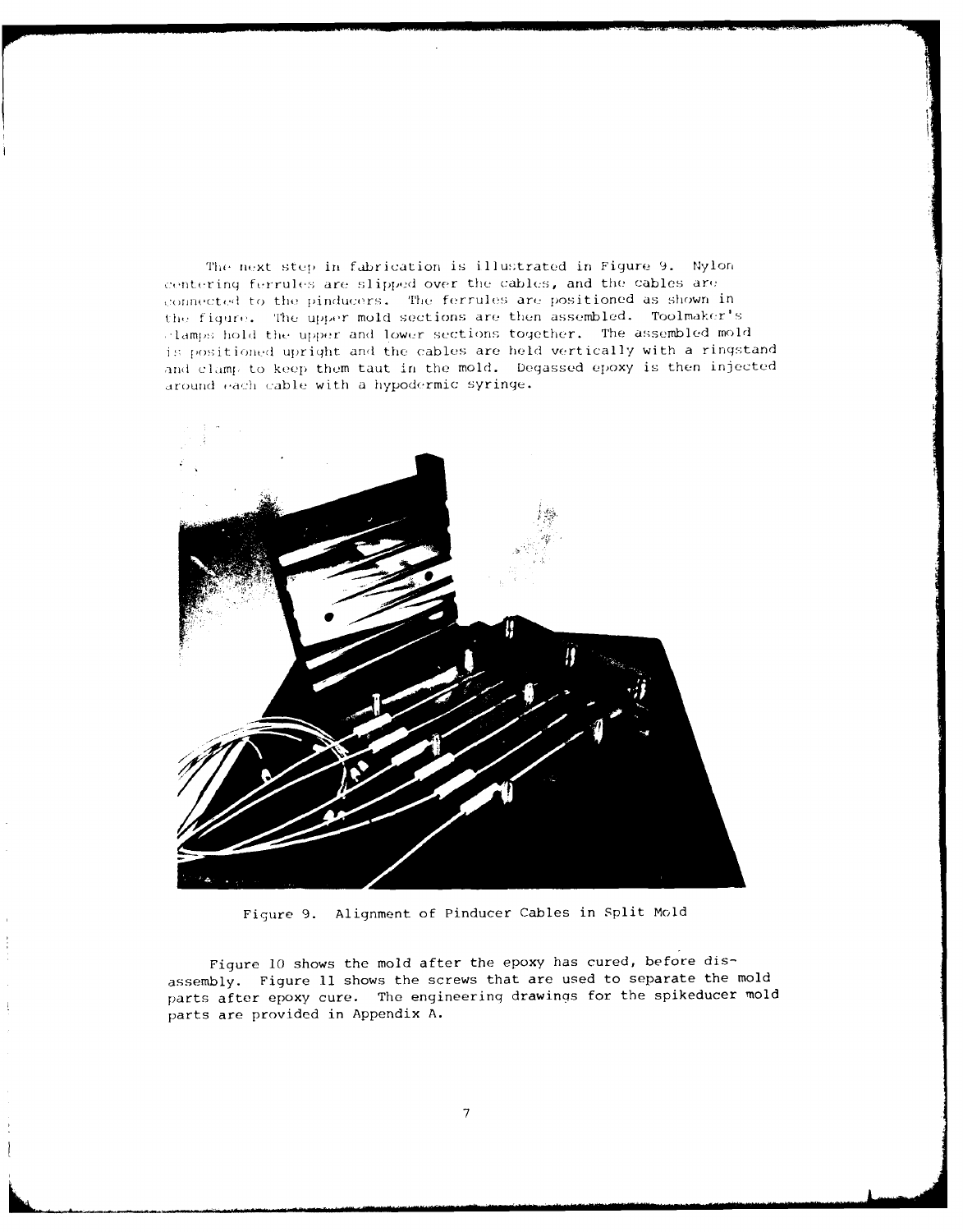The next step in fabrication is illustrated in Figure 9. Nylon centering ferrules are slipped over the cables, and the cables are connected to the pinducers. The ferrules are positioned as shown in the figure. The upper mold sections are then assembled. Toolmaker's clamps hold the upper and lower sections together. The assembled mold is positioned upright and the cables are held vertically with a ringstand and clamp to keep them taut in the mold. Degassed epoxy is then injected around each cable with a hypodermic syringe.

Figure 9. Alignment of Pinducer Cables in Split Mold

Figure 10 shows the mold after the epoxy has cured, before disassembly. Figure 11 shows the screws that are used to separate the mold parts after epoxy cure. The engineering drawings for the spikeducer mold parts are provided in Appendix A.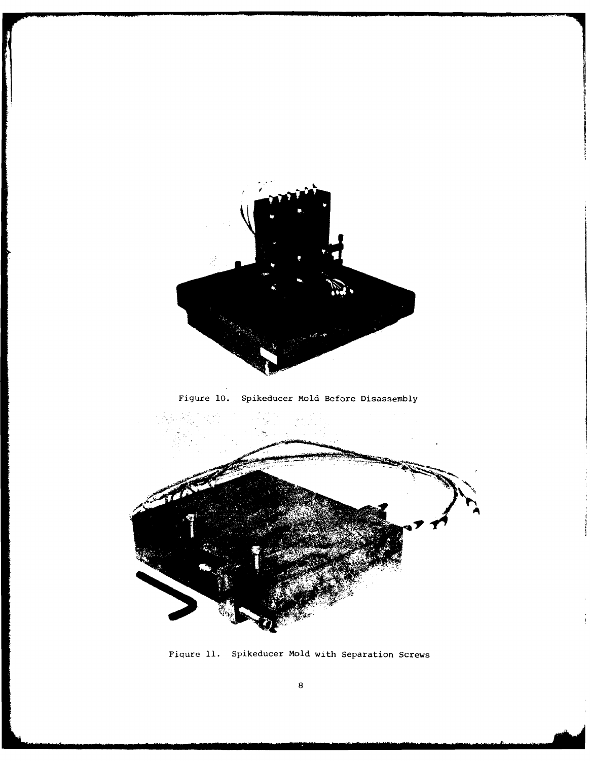Figure 10. Spikeducer Mold Before Disassembly

Fiqure 11. Spikeducer Mold with Separation Screws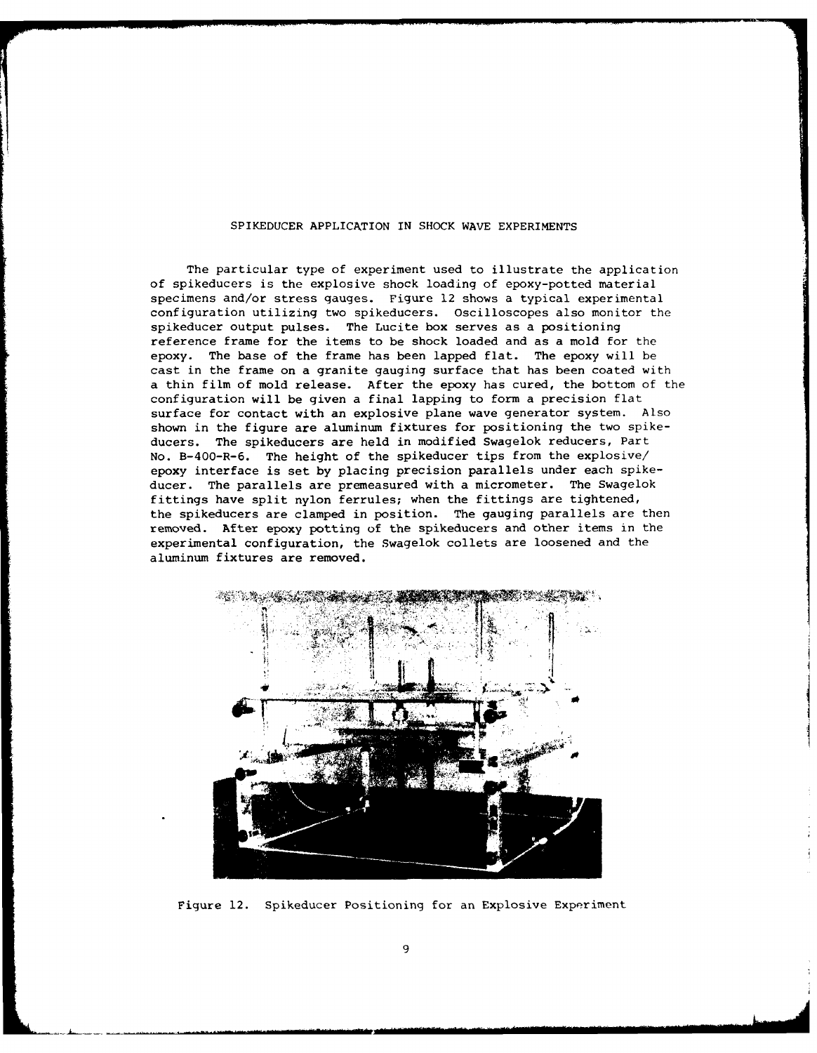## SPIKEDUCER APPLICATION IN SHOCK WAVE EXPERIMENTS

The particular type of experiment used to illustrate the application of spikeducers is the explosive shock loading of epoxy-potted material specimens and/or stress gauges. Figure 12 shows a typical experimental configuration utilizing two spikeducers. Oscilloscopes also monitor the spikeducer output pulses. The Lucite box serves as a positioning reference frame for the items to be shock loaded and as a mold for the epoxy. The base of the frame has been lapped flat. The epoxy will be cast in the frame on a granite gauging surface that has been coated with a thin film of mold release. After the epoxy has cured, the bottom of the configuration will be given a final lapping to form a precision flat surface for contact with an explosive plane wave generator system. Also shown in the figure are aluminum fixtures for positioning the two spikeducers. The spikeducers are held in modified Swagelok reducers, Part No. B-400-R-6. The height of the spikeducer tips from the explosive/epoxy interface is set by placing precision parallels under each spikeducer. The parallels are premeasured with a micrometer. The Swagelok fittings have split nylon ferrules; when the fittings are tightened, the spikeducers are clamped in position. The gauging parallels are then removed. After epoxy potting of the spikeducers and other items in the experimental configuration, the Swagelok collets are loosened and the aluminum fixtures are removed.

Figure 12. Spikeducer Positioning for an Explosive Experiment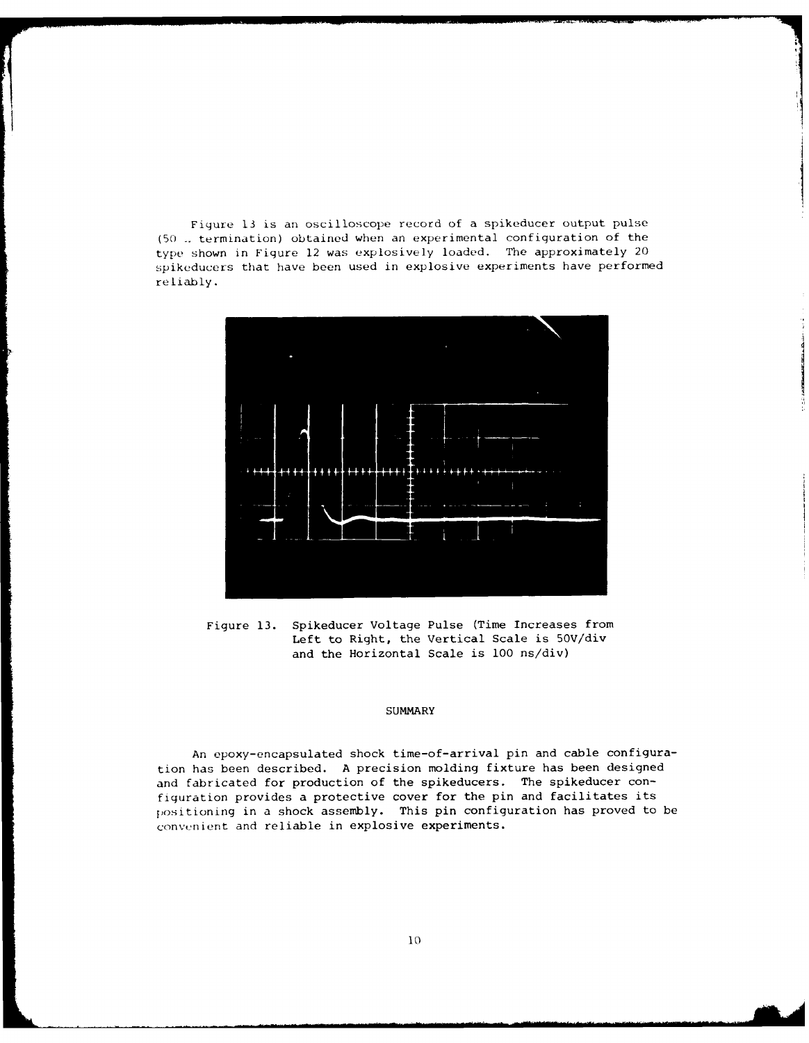Figure 13 is an oscilloscope record of a spikeducer output pulse (50 Ω termination) obtained when an experimental configuration of the type shown in Figure 12 was explosively loaded. The approximately 20 spikeducers that have been used in explosive experiments have performed reliably.

Figure 13. Spikeducer Voltage Pulse (Time Increases from Left to Right, the Vertical Scale is 50V/div and the Horizontal Scale is 100 ns/div)

## SUMMARY

An epoxy-encapsulated shock time-of-arrival pin and cable configuration has been described. A precision molding fixture has been designed and fabricated for production of the spikeducers. The spikeducer configuration provides a protective cover for the pin and facilitates its positioning in a shock assembly. This pin configuration has proved to be convenient and reliable in explosive experiments.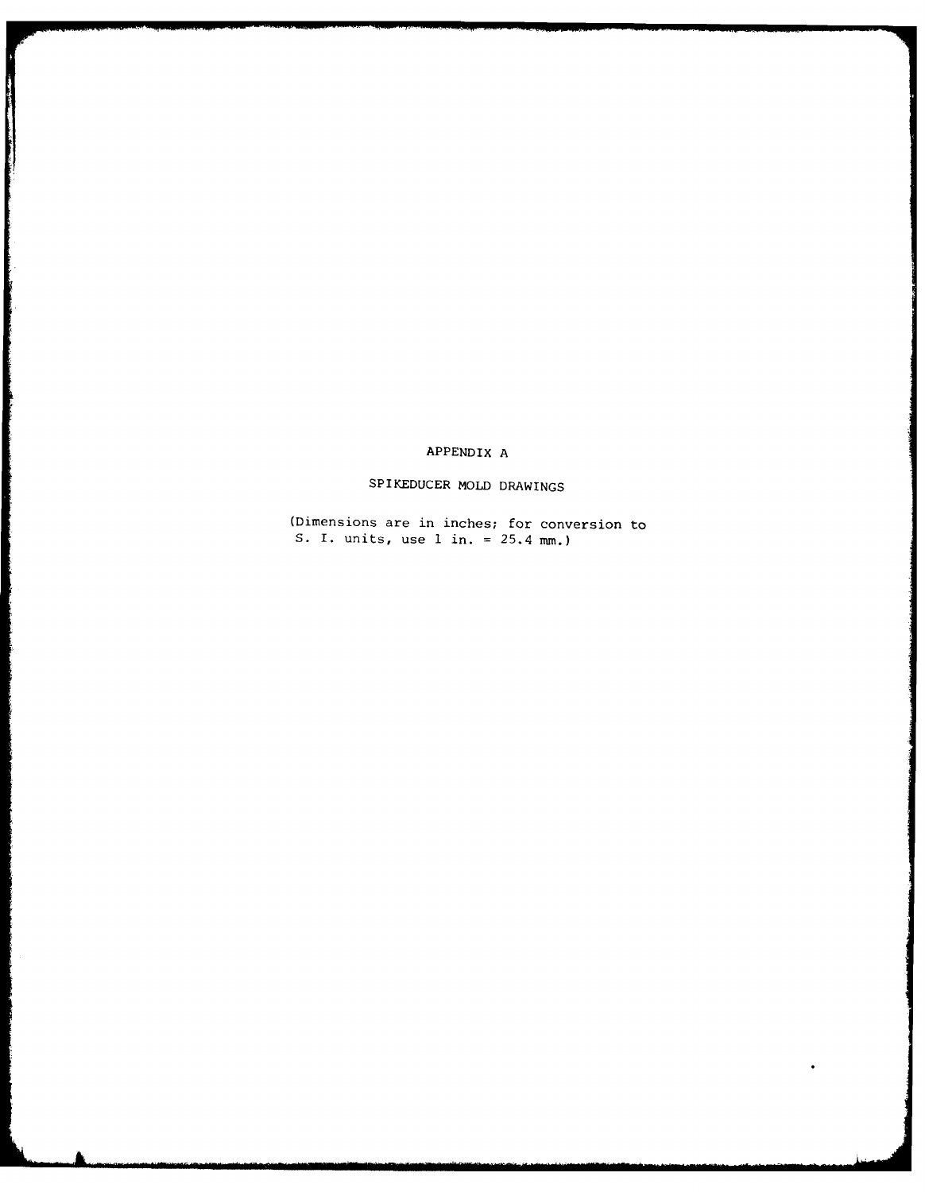# APPENDIX A

## SPIKEDUCER MOLD DRAWINGS

(Dimensions are in inches; for conversion to S. I. units, use 1 in. = 25.4 mm.)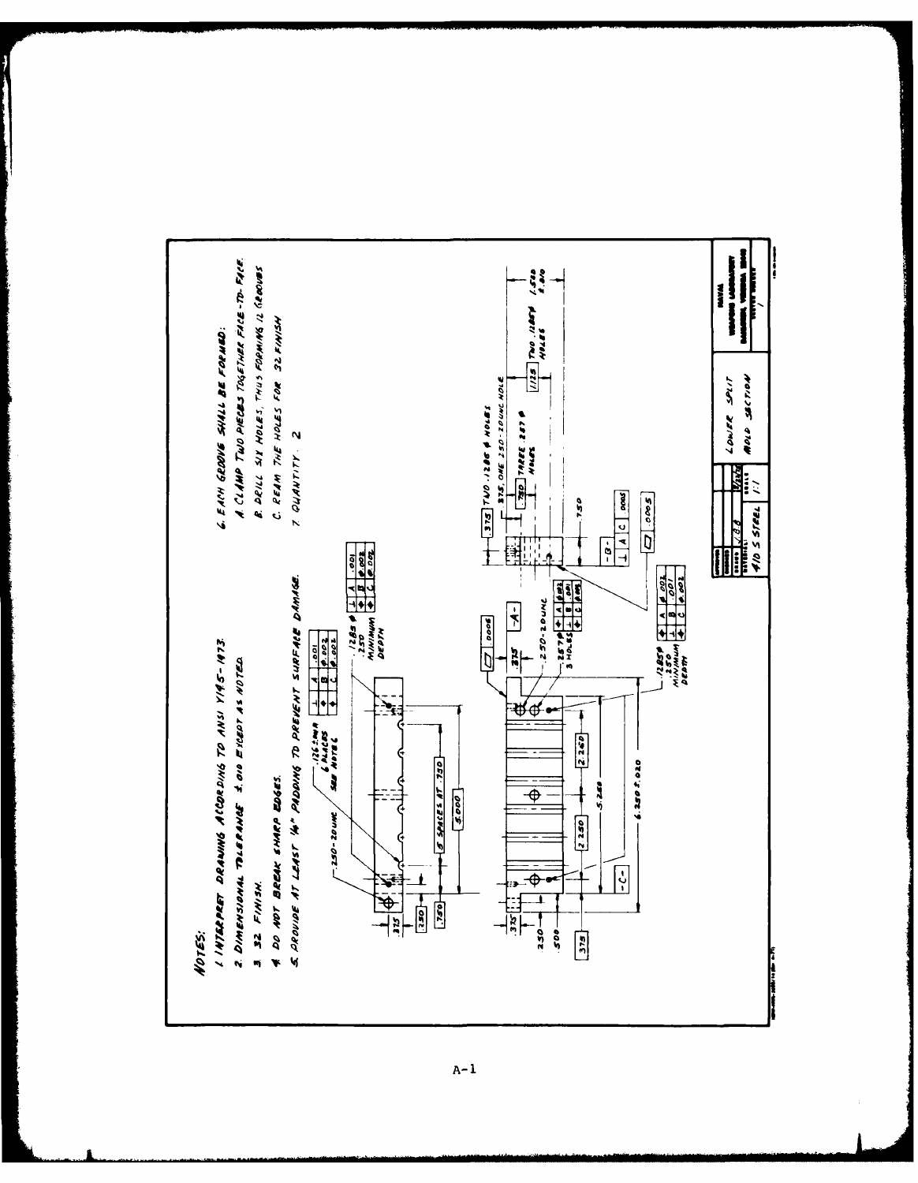NOTES:

1. INTERPRET DRAWING ACCORDING TO ANSI Y14.5-1973.
2. DIMENSIONAL TOLERANCE ±.010 EXCEPT AS NOTED.
3. 32 FINISH.
4. DO NOT BREAK SHARP EDGES.
5. PROVIDE AT LEAST 1/4" PADDING TO PREVENT SURFACE DAMAGE.
6. EACH GROOVE SHALL BE FORMED:
   A. CLAMP TWO PIECES TOGETHER FACE-TO-FACE.
   B. DRILL SIX HOLES, THUS FORMING 12 GROOVES
   C. REAM THE HOLES FOR 32 FINISH
7. QUANTITY 2

LOWER SPLIT MOLD SECTION

MATERIAL: 410 S STEEL

SCALE 1:1

NAVAL WEAPONS LABORATORY DAHLGREN, VIRGINIA

A-1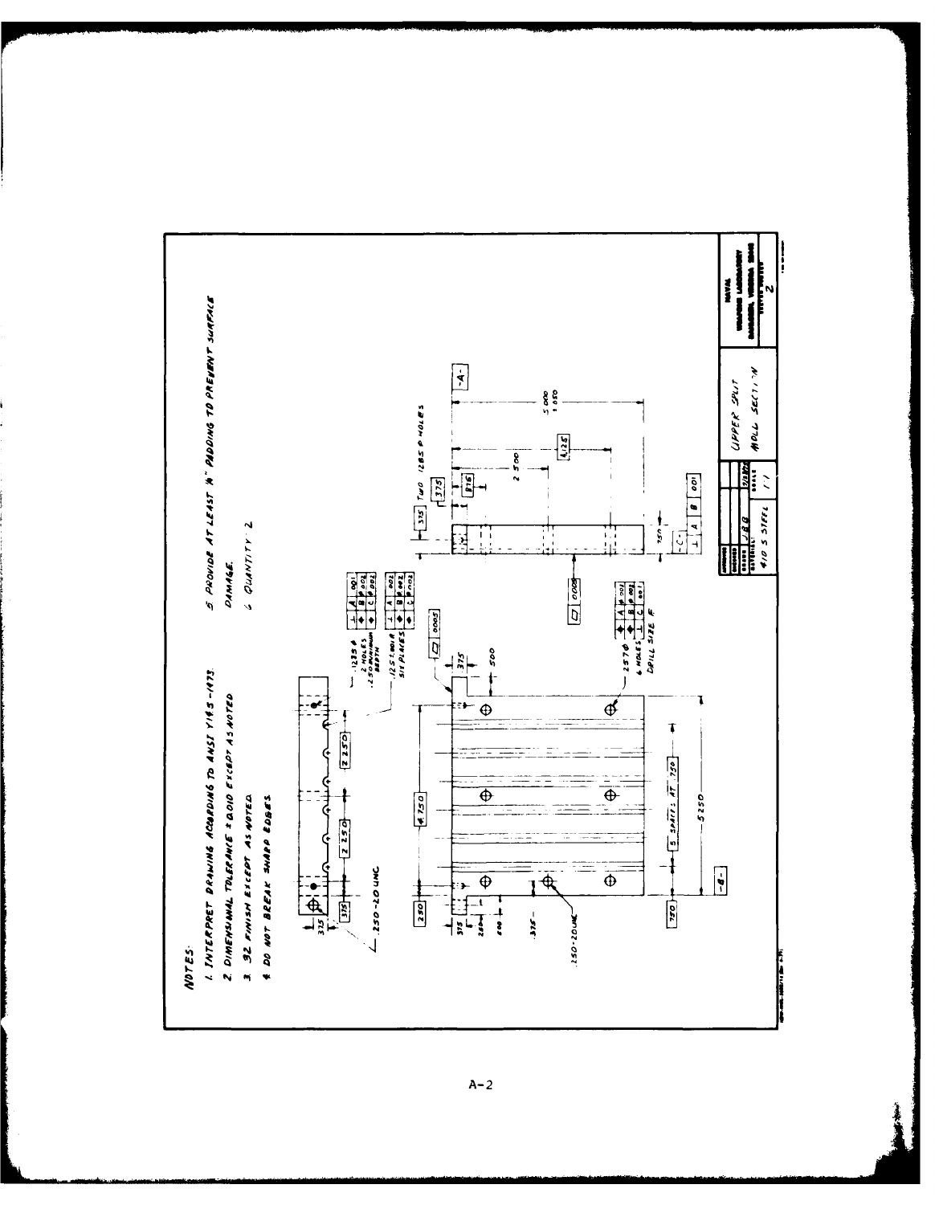NOTES:

1. INTERPRET DRAWING ACCORDING TO ANSI Y14.5-1973
2. DIMENSIONAL TOLERANCE ±.010 EXCEPT AS NOTED
3. 32 FINISH EXCEPT AS NOTED
4. DO NOT BREAK SHARP EDGES
5. PROVIDE AT LEAST ⅛" PADDING TO PREVENT SURFACE DAMAGE.
6. QUANTITY 2

UPPER SPLIT MOLD SECTION

410 S STEEL

NAVAL WEAPONS LABORATORY DAHLGREN, VIRGINIA

2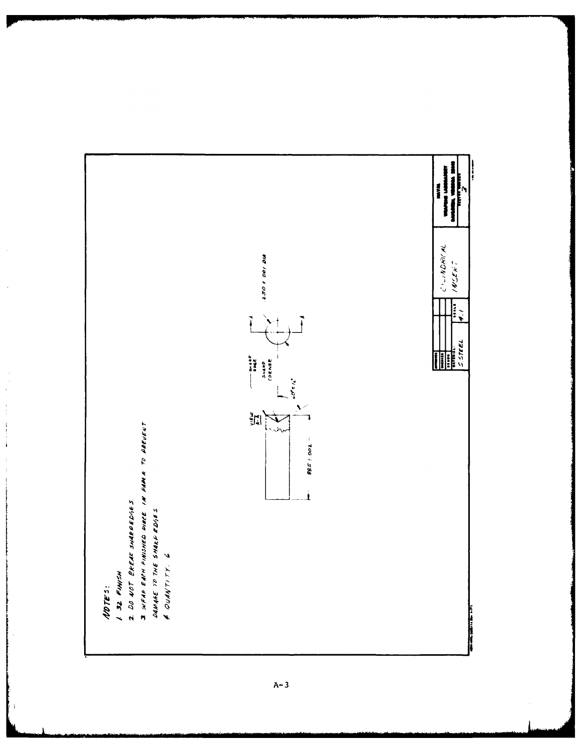NOTES:

1. 32 FINISH
2. DO NOT BREAK SHARP EDGES
3. WRAP EACH FINISHED PIECE IN PAPER TO PREVENT DAMAGE TO THE SHARP EDGES
4. QUANTITY: 6

VIEW A-A

.885 ± .002

60° ± 1/2°

SHARP EDGE

SHARP CORNER

.250 ± .001 DIA

| | | | |
|---|---|---|---|
| APPROVED | | CYLINDRICAL INSERT | NAVAL WEAPONS LABORATORY DAHLGREN, VIRGINIA 22448 |
| CHECKED | | | 3 |
| DRAWN | | | |
| MATERIAL: S STEEL | SCALE 4:1 | | |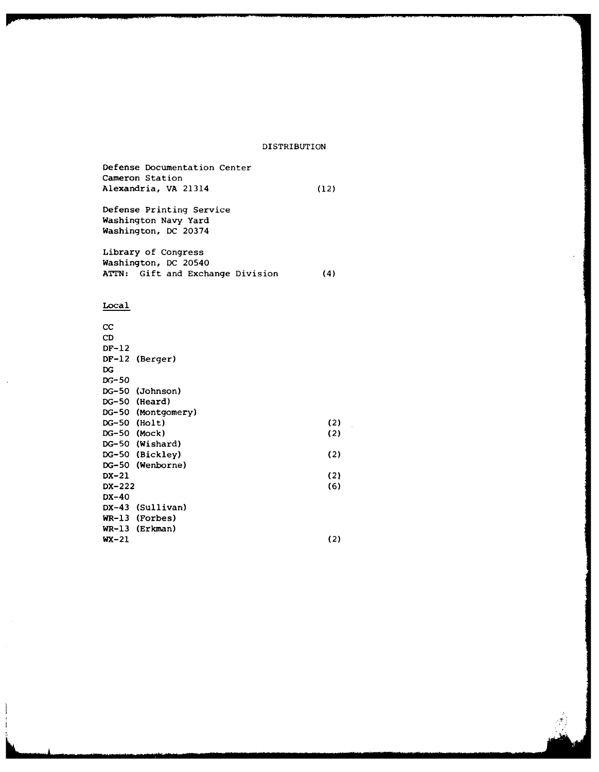# DISTRIBUTION

Defense Documentation Center
Cameron Station
Alexandria, VA 21314 (12)

Defense Printing Service
Washington Navy Yard
Washington, DC 20374

Library of Congress
Washington, DC 20540
ATTN: Gift and Exchange Division (4)

<u>Local</u>

| | |
|---|---|
| CC | |
| CD | |
| DF-12 | |
| DF-12 (Berger) | |
| DG | |
| DG-50 | |
| DG-50 (Johnson) | |
| DG-50 (Heard) | |
| DG-50 (Montgomery) | |
| DG-50 (Holt) | (2) |
| DG-50 (Mock) | (2) |
| DG-50 (Wishard) | |
| DG-50 (Bickley) | (2) |
| DG-50 (Wenborne) | |
| DX-21 | (2) |
| DX-222 | (6) |
| DX-40 | |
| DX-43 (Sullivan) | |
| WR-13 (Forbes) | |
| WR-13 (Erkman) | |
| WX-21 | (2) |